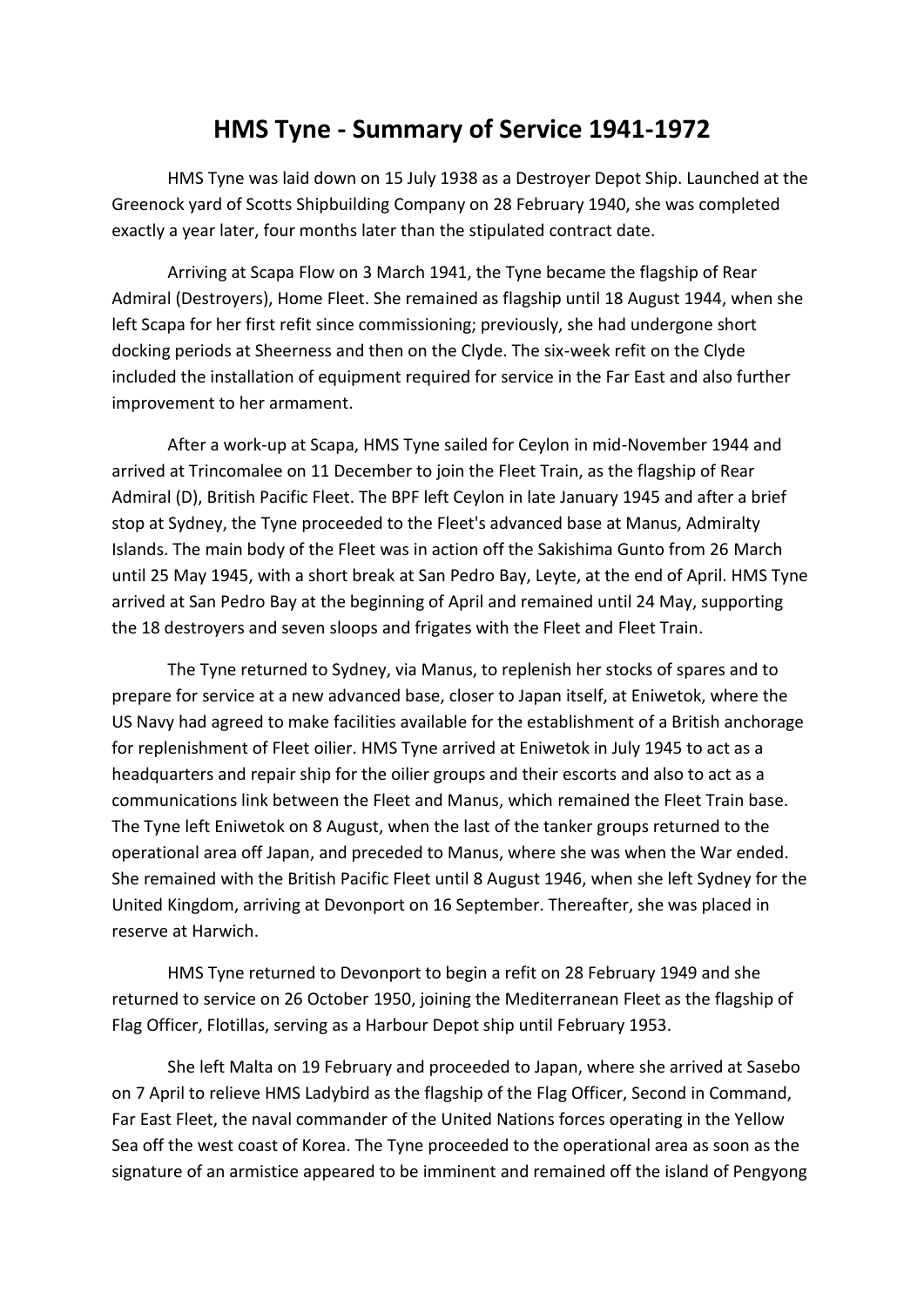# HMS Tyne - Summary of Service 1941-1972

HMS Tyne was laid down on 15 July 1938 as a Destroyer Depot Ship. Launched at the Greenock yard of Scotts Shipbuilding Company on 28 February 1940, she was completed exactly a year later, four months later than the stipulated contract date.

Arriving at Scapa Flow on 3 March 1941, the Tyne became the flagship of Rear Admiral (Destroyers), Home Fleet. She remained as flagship until 18 August 1944, when she left Scapa for her first refit since commissioning; previously, she had undergone short docking periods at Sheerness and then on the Clyde. The six-week refit on the Clyde included the installation of equipment required for service in the Far East and also further improvement to her armament.

After a work-up at Scapa, HMS Tyne sailed for Ceylon in mid-November 1944 and arrived at Trincomalee on 11 December to join the Fleet Train, as the flagship of Rear Admiral (D), British Pacific Fleet. The BPF left Ceylon in late January 1945 and after a brief stop at Sydney, the Tyne proceeded to the Fleet's advanced base at Manus, Admiralty Islands. The main body of the Fleet was in action off the Sakishima Gunto from 26 March until 25 May 1945, with a short break at San Pedro Bay, Leyte, at the end of April. HMS Tyne arrived at San Pedro Bay at the beginning of April and remained until 24 May, supporting the 18 destroyers and seven sloops and frigates with the Fleet and Fleet Train.

The Tyne returned to Sydney, via Manus, to replenish her stocks of spares and to prepare for service at a new advanced base, closer to Japan itself, at Eniwetok, where the US Navy had agreed to make facilities available for the establishment of a British anchorage for replenishment of Fleet oilier. HMS Tyne arrived at Eniwetok in July 1945 to act as a headquarters and repair ship for the oilier groups and their escorts and also to act as a communications link between the Fleet and Manus, which remained the Fleet Train base. The Tyne left Eniwetok on 8 August, when the last of the tanker groups returned to the operational area off Japan, and preceded to Manus, where she was when the War ended. She remained with the British Pacific Fleet until 8 August 1946, when she left Sydney for the United Kingdom, arriving at Devonport on 16 September. Thereafter, she was placed in reserve at Harwich.

HMS Tyne returned to Devonport to begin a refit on 28 February 1949 and she returned to service on 26 October 1950, joining the Mediterranean Fleet as the flagship of Flag Officer, Flotillas, serving as a Harbour Depot ship until February 1953.

She left Malta on 19 February and proceeded to Japan, where she arrived at Sasebo on 7 April to relieve HMS Ladybird as the flagship of the Flag Officer, Second in Command, Far East Fleet, the naval commander of the United Nations forces operating in the Yellow Sea off the west coast of Korea. The Tyne proceeded to the operational area as soon as the signature of an armistice appeared to be imminent and remained off the island of Pengyong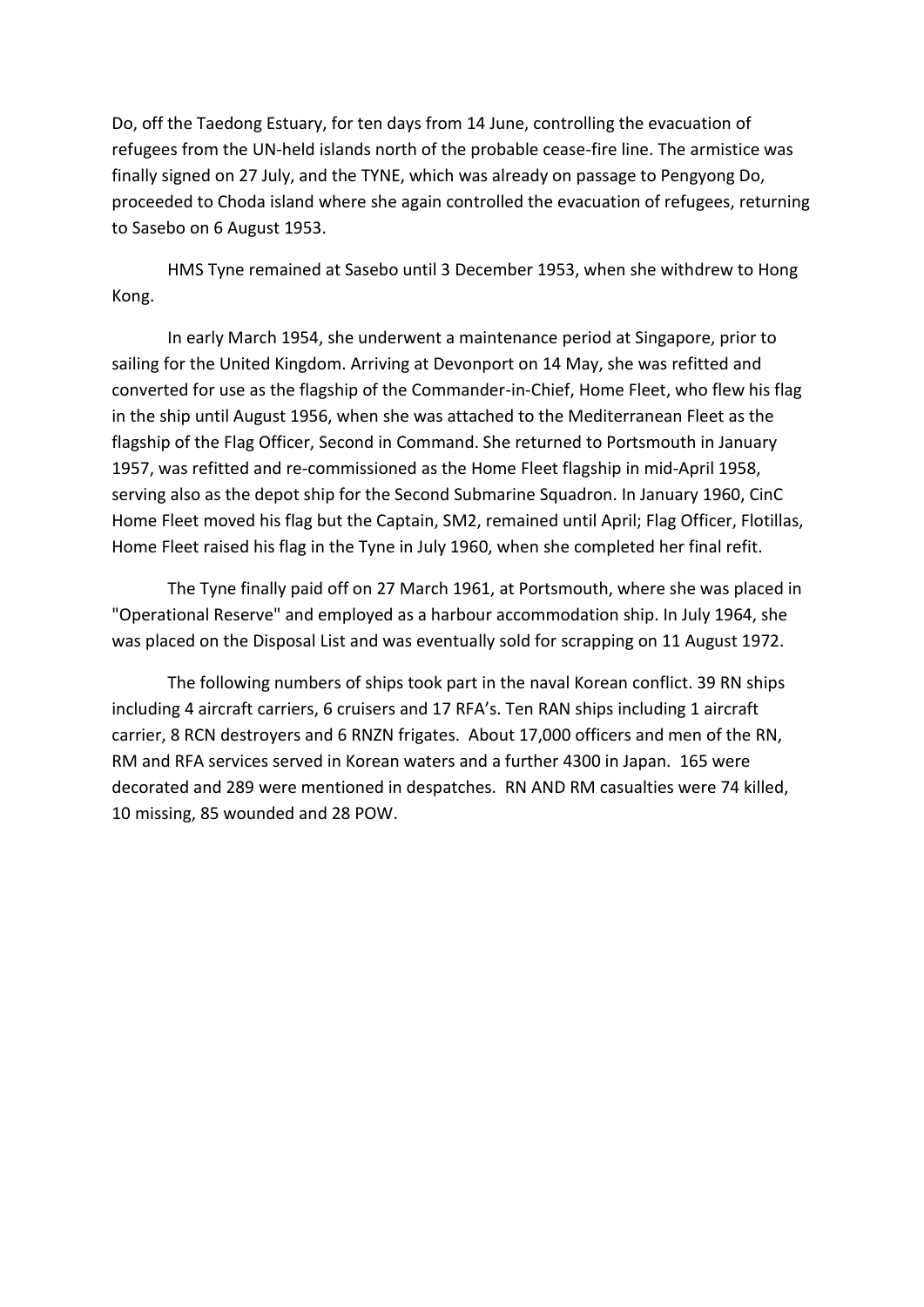Do, off the Taedong Estuary, for ten days from 14 June, controlling the evacuation of refugees from the UN-held islands north of the probable cease-fire line. The armistice was finally signed on 27 July, and the TYNE, which was already on passage to Pengyong Do, proceeded to Choda island where she again controlled the evacuation of refugees, returning to Sasebo on 6 August 1953.

HMS Tyne remained at Sasebo until 3 December 1953, when she withdrew to Hong Kong.

In early March 1954, she underwent a maintenance period at Singapore, prior to sailing for the United Kingdom. Arriving at Devonport on 14 May, she was refitted and converted for use as the flagship of the Commander-in-Chief, Home Fleet, who flew his flag in the ship until August 1956, when she was attached to the Mediterranean Fleet as the flagship of the Flag Officer, Second in Command. She returned to Portsmouth in January 1957, was refitted and re-commissioned as the Home Fleet flagship in mid-April 1958, serving also as the depot ship for the Second Submarine Squadron. In January 1960, CinC Home Fleet moved his flag but the Captain, SM2, remained until April; Flag Officer, Flotillas, Home Fleet raised his flag in the Tyne in July 1960, when she completed her final refit.

The Tyne finally paid off on 27 March 1961, at Portsmouth, where she was placed in "Operational Reserve" and employed as a harbour accommodation ship. In July 1964, she was placed on the Disposal List and was eventually sold for scrapping on 11 August 1972.

The following numbers of ships took part in the naval Korean conflict. 39 RN ships including 4 aircraft carriers, 6 cruisers and 17 RFA's. Ten RAN ships including 1 aircraft carrier, 8 RCN destroyers and 6 RNZN frigates. About 17,000 officers and men of the RN, RM and RFA services served in Korean waters and a further 4300 in Japan. 165 were decorated and 289 were mentioned in despatches. RN AND RM casualties were 74 killed, 10 missing, 85 wounded and 28 POW.